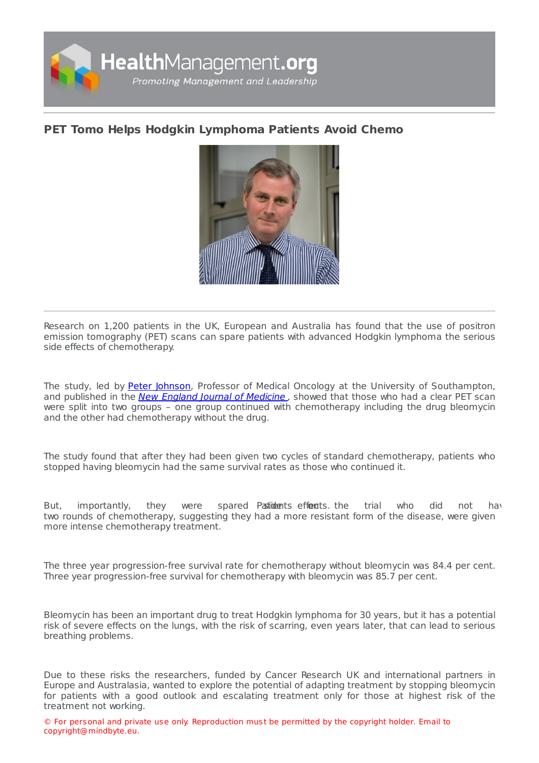# PET Tomo Helps Hodgkin Lymphoma Patients Avoid Chemo

Research on 1,200 patients in the UK, European and Australia has found that the use of positron emission tomography (PET) scans can spare patients with advanced Hodgkin lymphoma the serious side effects of chemotherapy.

The study, led by Peter Johnson, Professor of Medical Oncology at the University of Southampton, and published in the *New England Journal of Medicine*, showed that those who had a clear PET scan were split into two groups – one group continued with chemotherapy including the drug bleomycin and the other had chemotherapy without the drug.

The study found that after they had been given two cycles of standard chemotherapy, patients who stopped having bleomycin had the same survival rates as those who continued it.

But, importantly, they were spared side effects. Patients in the trial who did not hav two rounds of chemotherapy, suggesting they had a more resistant form of the disease, were given more intense chemotherapy treatment.

The three year progression-free survival rate for chemotherapy without bleomycin was 84.4 per cent. Three year progression-free survival for chemotherapy with bleomycin was 85.7 per cent.

Bleomycin has been an important drug to treat Hodgkin lymphoma for 30 years, but it has a potential risk of severe effects on the lungs, with the risk of scarring, even years later, that can lead to serious breathing problems.

Due to these risks the researchers, funded by Cancer Research UK and international partners in Europe and Australasia, wanted to explore the potential of adapting treatment by stopping bleomycin for patients with a good outlook and escalating treatment only for those at highest risk of the treatment not working.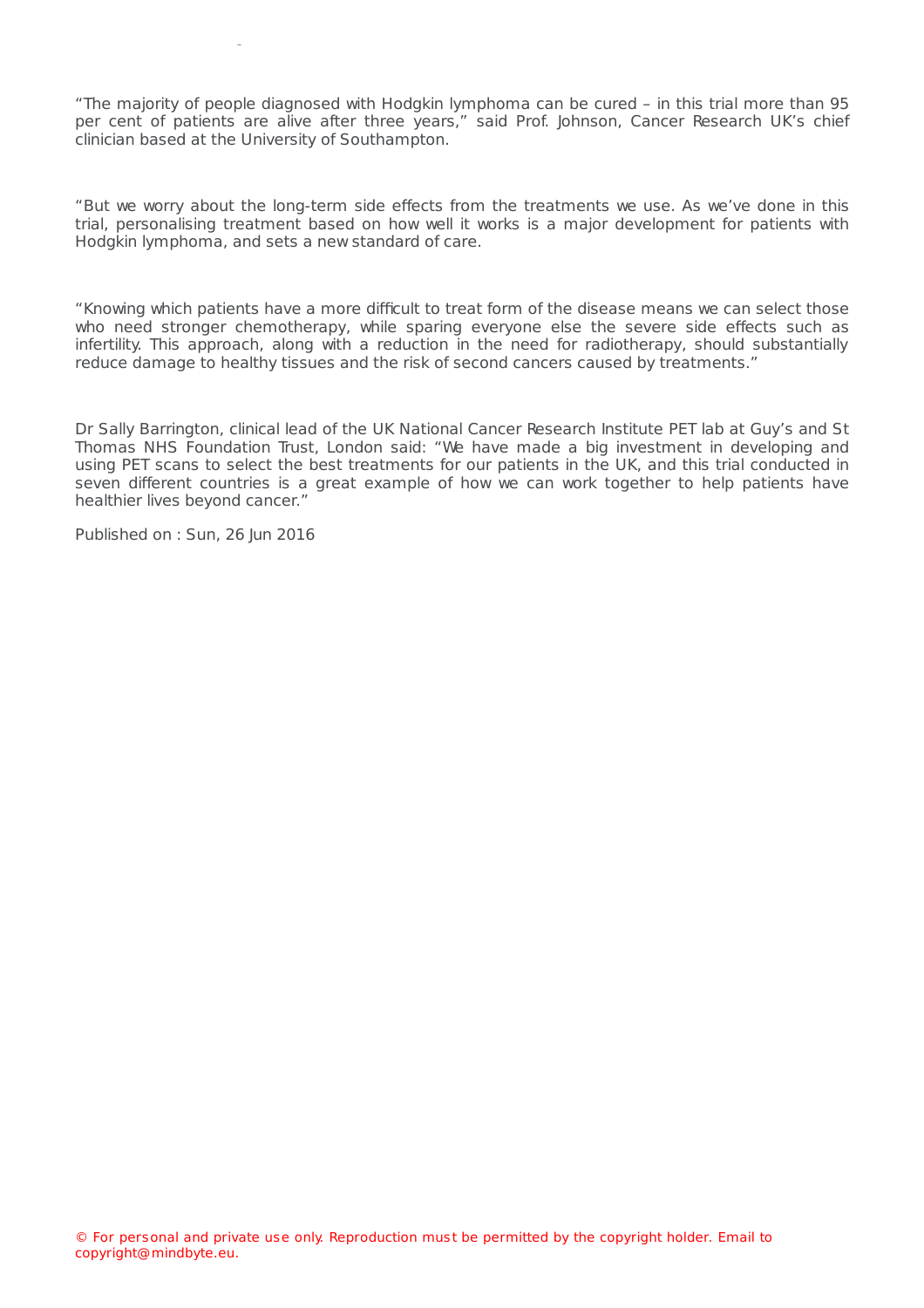"The majority of people diagnosed with Hodgkin lymphoma can be cured – in this trial more than 95 per cent of patients are alive after three years," said Prof. Johnson, Cancer Research UK's chief clinician based at the University of Southampton.

"But we worry about the long-term side effects from the treatments we use. As we've done in this trial, personalising treatment based on how well it works is a major development for patients with Hodgkin lymphoma, and sets a new standard of care.

"Knowing which patients have a more difficult to treat form of the disease means we can select those who need stronger chemotherapy, while sparing everyone else the severe side effects such as infertility. This approach, along with a reduction in the need for radiotherapy, should substantially reduce damage to healthy tissues and the risk of second cancers caused by treatments."

Dr Sally Barrington, clinical lead of the UK National Cancer Research Institute PET lab at Guy's and St Thomas NHS Foundation Trust, London said: "We have made a big investment in developing and using PET scans to select the best treatments for our patients in the UK, and this trial conducted in seven different countries is a great example of how we can work together to help patients have healthier lives beyond cancer."

Published on : Sun, 26 Jun 2016

© For personal and private use only. Reproduction must be permitted by the copyright holder. Email to copyright@mindbyte.eu.